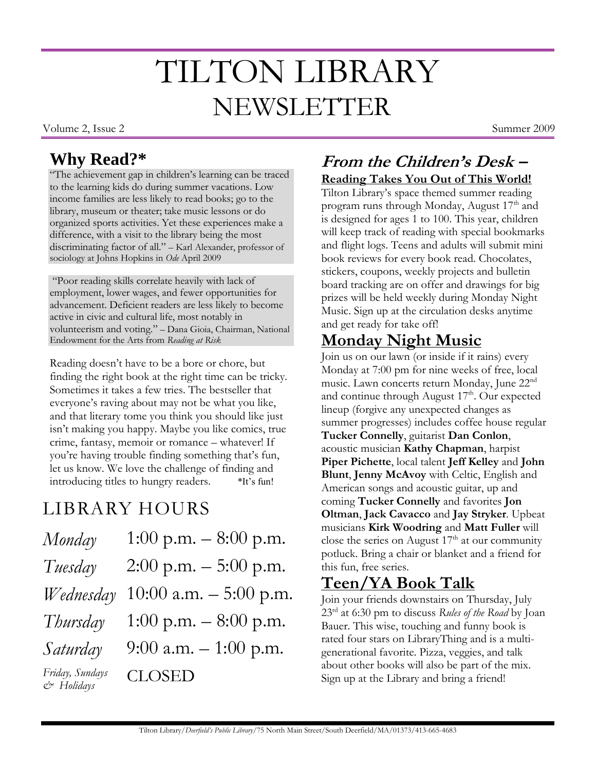# TILTON LIBRARY NEWSLETTER

Volume 2, Issue 2 — Summer 2009

## Why Read?*

"The achievement gap in children's learning can be traced to the learning kids do during summer vacations. Low income families are less likely to read books; go to the library, museum or theater; take music lessons or do organized sports activities. Yet these experiences make a difference, with a visit to the library being the most discriminating factor of all." – Karl Alexander, professor of sociology at Johns Hopkins in *Ode* April 2009

"Poor reading skills correlate heavily with lack of employment, lower wages, and fewer opportunities for advancement. Deficient readers are less likely to become active in civic and cultural life, most notably in volunteerism and voting." – Dana Gioia, Chairman, National Endowment for the Arts from *Reading at Risk*

Reading doesn't have to be a bore or chore, but finding the right book at the right time can be tricky. Sometimes it takes a few tries. The bestseller that everyone's raving about may not be what you like, and that literary tome you think you should like just isn't making you happy. Maybe you like comics, true crime, fantasy, memoir or romance – whatever! If you're having trouble finding something that's fun, let us know. We love the challenge of finding and introducing titles to hungry readers. *It's fun!

## LIBRARY HOURS

| | |
|---|---|
| *Monday* | 1:00 p.m. – 8:00 p.m. |
| *Tuesday* | 2:00 p.m. – 5:00 p.m. |
| *Wednesday* | 10:00 a.m. – 5:00 p.m. |
| *Thursday* | 1:00 p.m. – 8:00 p.m. |
| *Saturday* | 9:00 a.m. – 1:00 p.m. |
| *Friday, Sundays & Holidays* | CLOSED |

## *From the Children's Desk –*

**Reading Takes You Out of This World!**

Tilton Library's space themed summer reading program runs through Monday, August 17th and is designed for ages 1 to 100. This year, children will keep track of reading with special bookmarks and flight logs. Teens and adults will submit mini book reviews for every book read. Chocolates, stickers, coupons, weekly projects and bulletin board tracking are on offer and drawings for big prizes will be held weekly during Monday Night Music. Sign up at the circulation desks anytime and get ready for take off!

## Monday Night Music

Join us on our lawn (or inside if it rains) every Monday at 7:00 pm for nine weeks of free, local music. Lawn concerts return Monday, June 22nd and continue through August 17th. Our expected lineup (forgive any unexpected changes as summer progresses) includes coffee house regular **Tucker Connelly**, guitarist **Dan Conlon**, acoustic musician **Kathy Chapman**, harpist **Piper Pichette**, local talent **Jeff Kelley** and **John Blunt**, **Jenny McAvoy** with Celtic, English and American songs and acoustic guitar, up and coming **Tucker Connelly** and favorites **Jon Oltman**, **Jack Cavacco** and **Jay Stryker**. Upbeat musicians **Kirk Woodring** and **Matt Fuller** will close the series on August 17th at our community potluck. Bring a chair or blanket and a friend for this fun, free series.

## Teen/YA Book Talk

Join your friends downstairs on Thursday, July 23rd at 6:30 pm to discuss *Rules of the Road* by Joan Bauer. This wise, touching and funny book is rated four stars on LibraryThing and is a multi-generational favorite. Pizza, veggies, and talk about other books will also be part of the mix. Sign up at the Library and bring a friend!

Tilton Library/*Deerfield's Public Library*/75 North Main Street/South Deerfield/MA/01373/413-665-4683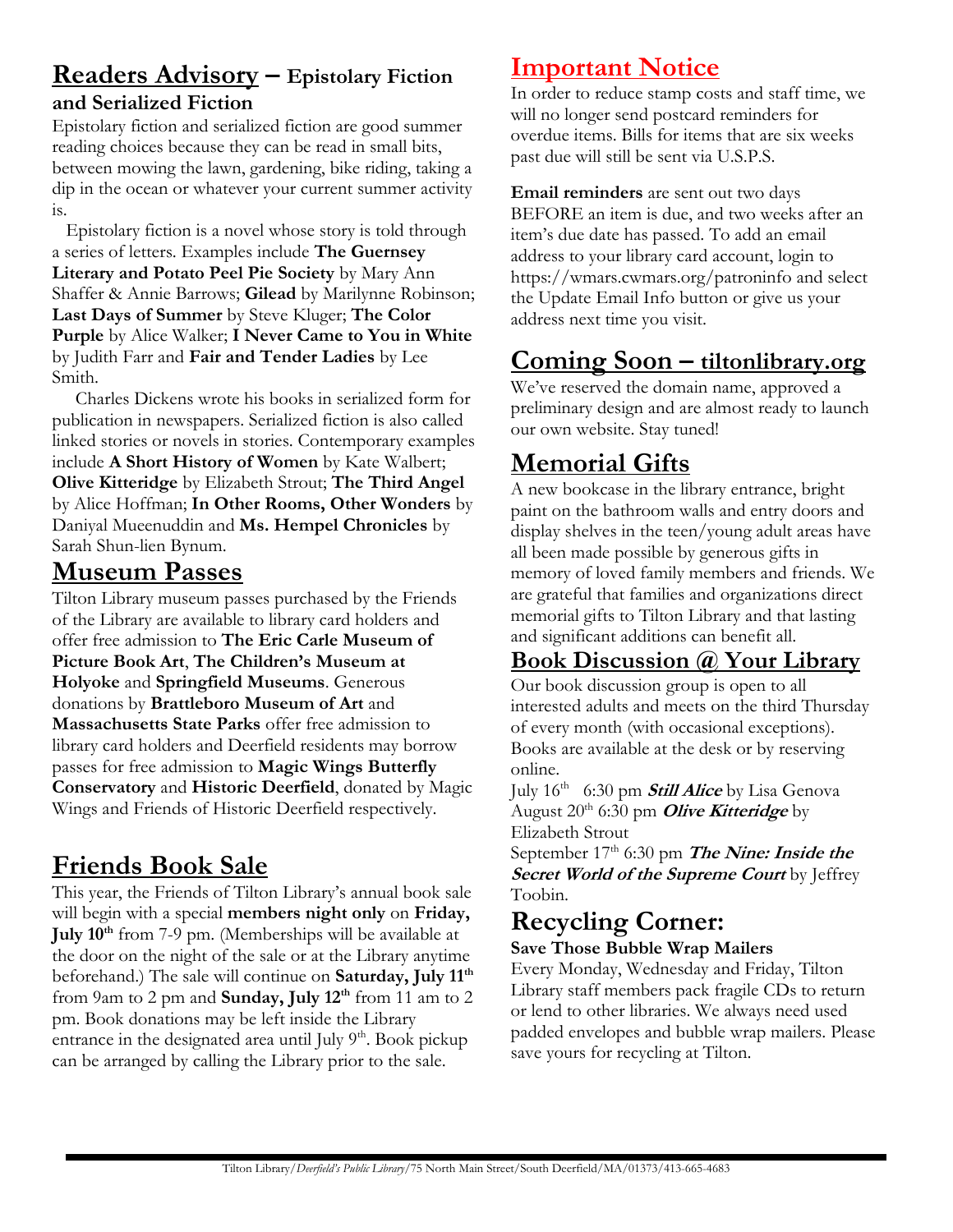## Readers Advisory – Epistolary Fiction and Serialized Fiction

Epistolary fiction and serialized fiction are good summer reading choices because they can be read in small bits, between mowing the lawn, gardening, bike riding, taking a dip in the ocean or whatever your current summer activity is.

Epistolary fiction is a novel whose story is told through a series of letters. Examples include **The Guernsey Literary and Potato Peel Pie Society** by Mary Ann Shaffer & Annie Barrows; **Gilead** by Marilynne Robinson; **Last Days of Summer** by Steve Kluger; **The Color Purple** by Alice Walker; **I Never Came to You in White** by Judith Farr and **Fair and Tender Ladies** by Lee Smith.

Charles Dickens wrote his books in serialized form for publication in newspapers. Serialized fiction is also called linked stories or novels in stories. Contemporary examples include **A Short History of Women** by Kate Walbert; **Olive Kitteridge** by Elizabeth Strout; **The Third Angel** by Alice Hoffman; **In Other Rooms, Other Wonders** by Daniyal Mueenuddin and **Ms. Hempel Chronicles** by Sarah Shun-lien Bynum.

## Museum Passes

Tilton Library museum passes purchased by the Friends of the Library are available to library card holders and offer free admission to **The Eric Carle Museum of Picture Book Art**, **The Children's Museum at Holyoke** and **Springfield Museums**. Generous donations by **Brattleboro Museum of Art** and **Massachusetts State Parks** offer free admission to library card holders and Deerfield residents may borrow passes for free admission to **Magic Wings Butterfly Conservatory** and **Historic Deerfield**, donated by Magic Wings and Friends of Historic Deerfield respectively.

## Friends Book Sale

This year, the Friends of Tilton Library's annual book sale will begin with a special **members night only** on **Friday, July 10th** from 7-9 pm. (Memberships will be available at the door on the night of the sale or at the Library anytime beforehand.) The sale will continue on **Saturday, July 11th** from 9am to 2 pm and **Sunday, July 12th** from 11 am to 2 pm. Book donations may be left inside the Library entrance in the designated area until July 9th. Book pickup can be arranged by calling the Library prior to the sale.

## Important Notice

In order to reduce stamp costs and staff time, we will no longer send postcard reminders for overdue items. Bills for items that are six weeks past due will still be sent via U.S.P.S.

**Email reminders** are sent out two days BEFORE an item is due, and two weeks after an item's due date has passed. To add an email address to your library card account, login to https://wmars.cwmars.org/patroninfo and select the Update Email Info button or give us your address next time you visit.

## Coming Soon – tiltonlibrary.org

We've reserved the domain name, approved a preliminary design and are almost ready to launch our own website. Stay tuned!

## Memorial Gifts

A new bookcase in the library entrance, bright paint on the bathroom walls and entry doors and display shelves in the teen/young adult areas have all been made possible by generous gifts in memory of loved family members and friends. We are grateful that families and organizations direct memorial gifts to Tilton Library and that lasting and significant additions can benefit all.

## Book Discussion @ Your Library

Our book discussion group is open to all interested adults and meets on the third Thursday of every month (with occasional exceptions). Books are available at the desk or by reserving online.

July 16th 6:30 pm ***Still Alice*** by Lisa Genova
August 20th 6:30 pm ***Olive Kitteridge*** by Elizabeth Strout
September 17th 6:30 pm ***The Nine: Inside the Secret World of the Supreme Court*** by Jeffrey Toobin.

## Recycling Corner:

**Save Those Bubble Wrap Mailers**

Every Monday, Wednesday and Friday, Tilton Library staff members pack fragile CDs to return or lend to other libraries. We always need used padded envelopes and bubble wrap mailers. Please save yours for recycling at Tilton.